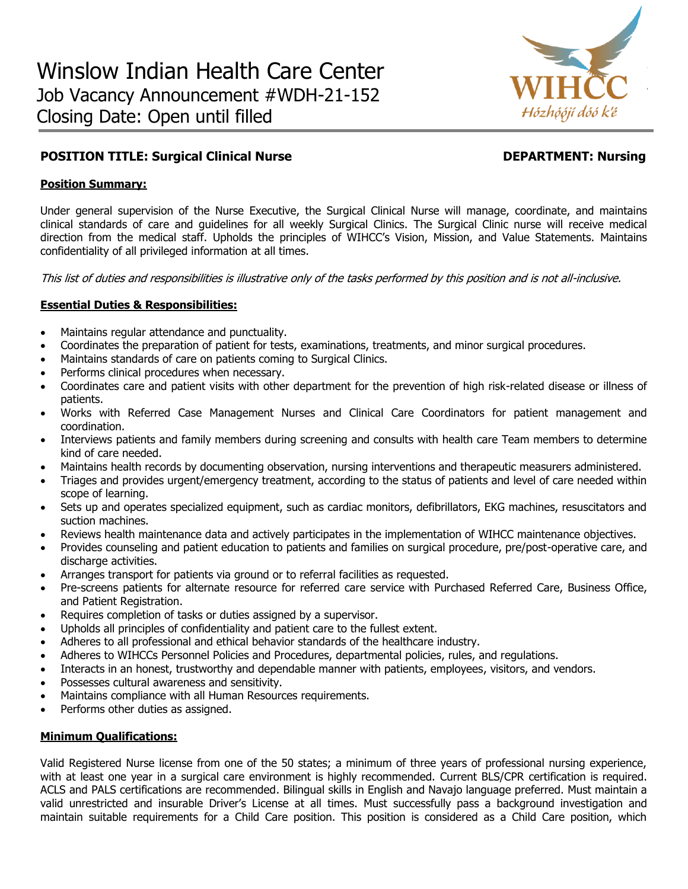# Winslow Indian Health Care Center

Job Vacancy Announcement #WDH-21-152

Closing Date: Open until filled

WIHCC
Hózhóójí dóó k'é

**POSITION TITLE: Surgical Clinical Nurse** **DEPARTMENT: Nursing**

**Position Summary:**

Under general supervision of the Nurse Executive, the Surgical Clinical Nurse will manage, coordinate, and maintains clinical standards of care and guidelines for all weekly Surgical Clinics. The Surgical Clinic nurse will receive medical direction from the medical staff. Upholds the principles of WIHCC's Vision, Mission, and Value Statements. Maintains confidentiality of all privileged information at all times.

*This list of duties and responsibilities is illustrative only of the tasks performed by this position and is not all-inclusive.*

**Essential Duties & Responsibilities:**

- Maintains regular attendance and punctuality.
- Coordinates the preparation of patient for tests, examinations, treatments, and minor surgical procedures.
- Maintains standards of care on patients coming to Surgical Clinics.
- Performs clinical procedures when necessary.
- Coordinates care and patient visits with other department for the prevention of high risk-related disease or illness of patients.
- Works with Referred Case Management Nurses and Clinical Care Coordinators for patient management and coordination.
- Interviews patients and family members during screening and consults with health care Team members to determine kind of care needed.
- Maintains health records by documenting observation, nursing interventions and therapeutic measurers administered.
- Triages and provides urgent/emergency treatment, according to the status of patients and level of care needed within scope of learning.
- Sets up and operates specialized equipment, such as cardiac monitors, defibrillators, EKG machines, resuscitators and suction machines.
- Reviews health maintenance data and actively participates in the implementation of WIHCC maintenance objectives.
- Provides counseling and patient education to patients and families on surgical procedure, pre/post-operative care, and discharge activities.
- Arranges transport for patients via ground or to referral facilities as requested.
- Pre-screens patients for alternate resource for referred care service with Purchased Referred Care, Business Office, and Patient Registration.
- Requires completion of tasks or duties assigned by a supervisor.
- Upholds all principles of confidentiality and patient care to the fullest extent.
- Adheres to all professional and ethical behavior standards of the healthcare industry.
- Adheres to WIHCCs Personnel Policies and Procedures, departmental policies, rules, and regulations.
- Interacts in an honest, trustworthy and dependable manner with patients, employees, visitors, and vendors.
- Possesses cultural awareness and sensitivity.
- Maintains compliance with all Human Resources requirements.
- Performs other duties as assigned.

**Minimum Qualifications:**

Valid Registered Nurse license from one of the 50 states; a minimum of three years of professional nursing experience, with at least one year in a surgical care environment is highly recommended. Current BLS/CPR certification is required. ACLS and PALS certifications are recommended. Bilingual skills in English and Navajo language preferred. Must maintain a valid unrestricted and insurable Driver's License at all times. Must successfully pass a background investigation and maintain suitable requirements for a Child Care position. This position is considered as a Child Care position, which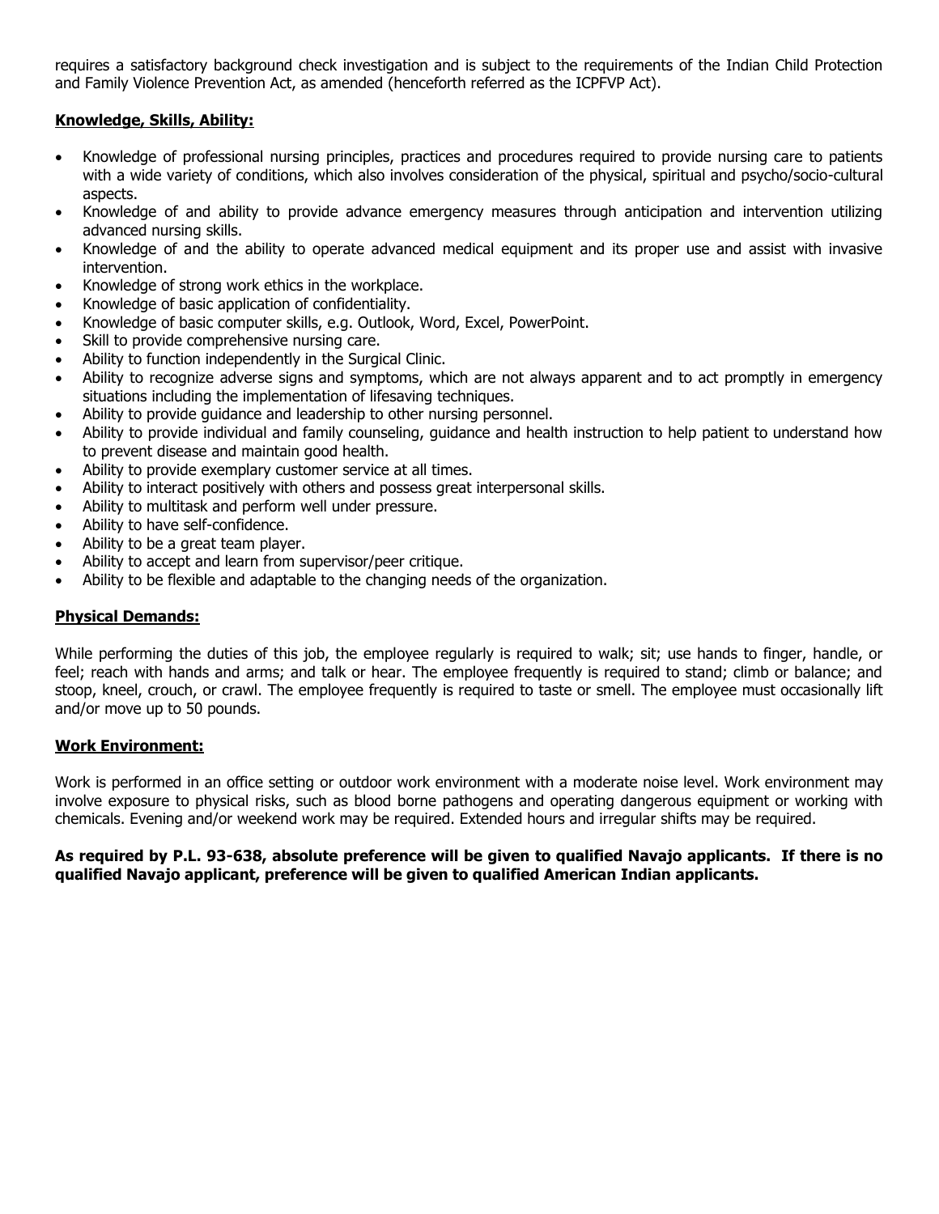requires a satisfactory background check investigation and is subject to the requirements of the Indian Child Protection and Family Violence Prevention Act, as amended (henceforth referred as the ICPFVP Act).

**Knowledge, Skills, Ability:**

- Knowledge of professional nursing principles, practices and procedures required to provide nursing care to patients with a wide variety of conditions, which also involves consideration of the physical, spiritual and psycho/socio-cultural aspects.
- Knowledge of and ability to provide advance emergency measures through anticipation and intervention utilizing advanced nursing skills.
- Knowledge of and the ability to operate advanced medical equipment and its proper use and assist with invasive intervention.
- Knowledge of strong work ethics in the workplace.
- Knowledge of basic application of confidentiality.
- Knowledge of basic computer skills, e.g. Outlook, Word, Excel, PowerPoint.
- Skill to provide comprehensive nursing care.
- Ability to function independently in the Surgical Clinic.
- Ability to recognize adverse signs and symptoms, which are not always apparent and to act promptly in emergency situations including the implementation of lifesaving techniques.
- Ability to provide guidance and leadership to other nursing personnel.
- Ability to provide individual and family counseling, guidance and health instruction to help patient to understand how to prevent disease and maintain good health.
- Ability to provide exemplary customer service at all times.
- Ability to interact positively with others and possess great interpersonal skills.
- Ability to multitask and perform well under pressure.
- Ability to have self-confidence.
- Ability to be a great team player.
- Ability to accept and learn from supervisor/peer critique.
- Ability to be flexible and adaptable to the changing needs of the organization.

**Physical Demands:**

While performing the duties of this job, the employee regularly is required to walk; sit; use hands to finger, handle, or feel; reach with hands and arms; and talk or hear. The employee frequently is required to stand; climb or balance; and stoop, kneel, crouch, or crawl. The employee frequently is required to taste or smell. The employee must occasionally lift and/or move up to 50 pounds.

**Work Environment:**

Work is performed in an office setting or outdoor work environment with a moderate noise level. Work environment may involve exposure to physical risks, such as blood borne pathogens and operating dangerous equipment or working with chemicals. Evening and/or weekend work may be required. Extended hours and irregular shifts may be required.

**As required by P.L. 93-638, absolute preference will be given to qualified Navajo applicants. If there is no qualified Navajo applicant, preference will be given to qualified American Indian applicants.**